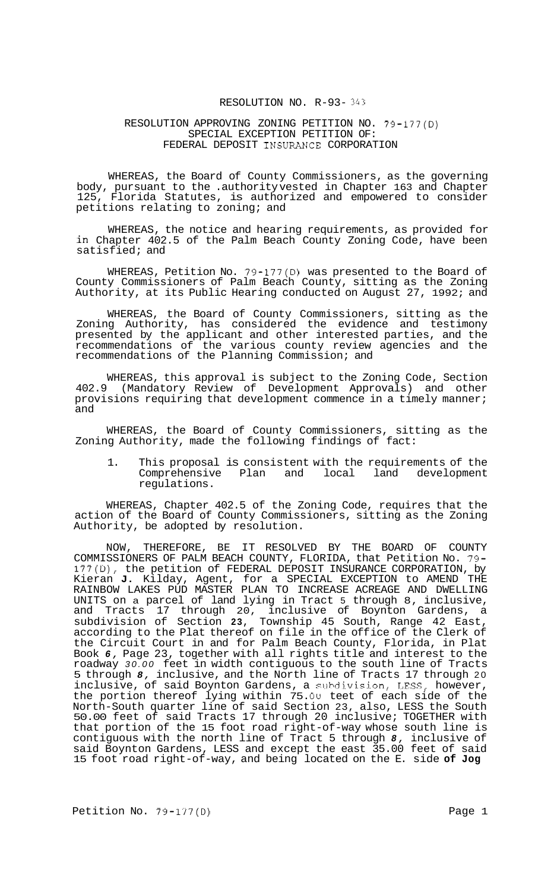RESOLUTION NO. R-93- 343

RESOLUTION APPROVING ZONING PETITION NO. 79-177(D)
SPECIAL EXCEPTION PETITION OF:
FEDERAL DEPOSIT INSURANCE CORPORATION

WHEREAS, the Board of County Commissioners, as the governing body, pursuant to the authority vested in Chapter 163 and Chapter 125, Florida Statutes, is authorized and empowered to consider petitions relating to zoning; and

WHEREAS, the notice and hearing requirements, as provided for in Chapter 402.5 of the Palm Beach County Zoning Code, have been satisfied; and

WHEREAS, Petition No. 79-177(D) was presented to the Board of County Commissioners of Palm Beach County, sitting as the Zoning Authority, at its Public Hearing conducted on August 27, 1992; and

WHEREAS, the Board of County Commissioners, sitting as the Zoning Authority, has considered the evidence and testimony presented by the applicant and other interested parties, and the recommendations of the various county review agencies and the recommendations of the Planning Commission; and

WHEREAS, this approval is subject to the Zoning Code, Section 402.9 (Mandatory Review of Development Approvals) and other provisions requiring that development commence in a timely manner; and

WHEREAS, the Board of County Commissioners, sitting as the Zoning Authority, made the following findings of fact:

1. This proposal is consistent with the requirements of the Comprehensive Plan and local land development regulations.

WHEREAS, Chapter 402.5 of the Zoning Code, requires that the action of the Board of County Commissioners, sitting as the Zoning Authority, be adopted by resolution.

NOW, THEREFORE, BE IT RESOLVED BY THE BOARD OF COUNTY COMMISSIONERS OF PALM BEACH COUNTY, FLORIDA, that Petition No. 79-177(D), the petition of FEDERAL DEPOSIT INSURANCE CORPORATION, by Kieran **J.** Kilday, Agent, for a SPECIAL EXCEPTION to AMEND THE RAINBOW LAKES PUD MASTER PLAN TO INCREASE ACREAGE AND DWELLING UNITS on a parcel of land lying in Tract 5 through 8, inclusive, and Tracts 17 through 20, inclusive of Boynton Gardens, a subdivision of Section **23**, Township 45 South, Range 42 East, according to the Plat thereof on file in the office of the Clerk of the Circuit Court in and for Palm Beach County, Florida, in Plat Book *6*, Page 23, together with all rights title and interest to the roadway *30.00* feet in width contiguous to the south line of Tracts 5 through *8*, inclusive, and the North line of Tracts 17 through 20 inclusive, of said Boynton Gardens, a subdivision, LESS, however, the portion thereof lying within 75.00 feet of each side of the North-South quarter line of said Section 23, also, LESS the South 50.00 feet of said Tracts 17 through 20 inclusive; TOGETHER with that portion of the 15 foot road right-of-way whose south line is contiguous with the north line of Tract 5 through *8*, inclusive of said Boynton Gardens, LESS and except the east 35.00 feet of said 15 foot road right-of-way, and being located on the E. side **of Jog**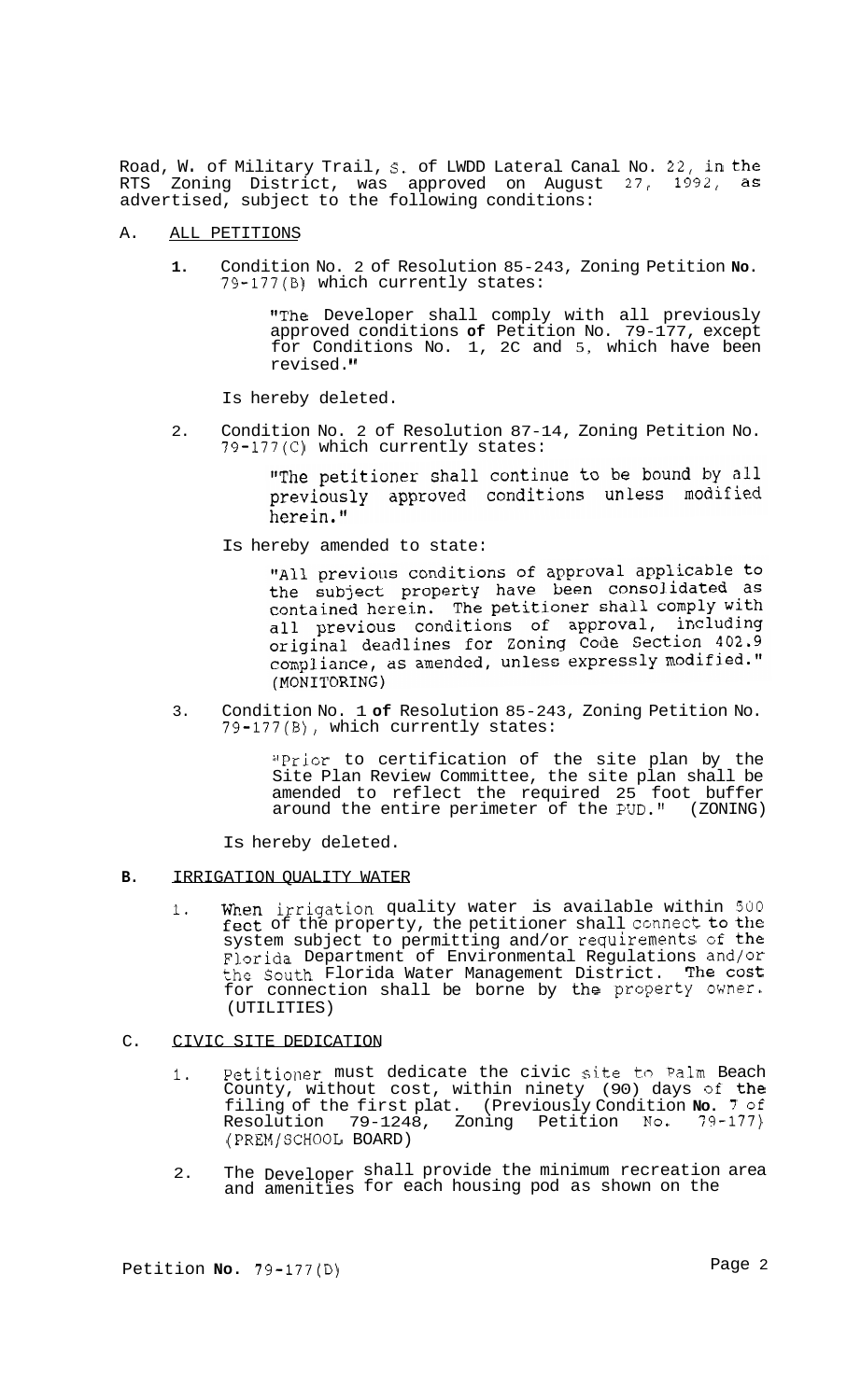Road, W. of Military Trail, S. of LWDD Lateral Canal No. 22, in the RTS Zoning District, was approved on August 27, 1992, as advertised, subject to the following conditions:

A. ALL PETITIONS

1. Condition No. 2 of Resolution 85-243, Zoning Petition **No.** 79-177(B) which currently states:

   "The Developer shall comply with all previously approved conditions **of** Petition No. 79-177, except for Conditions No. 1, 2C and 5, which have been revised."

   Is hereby deleted.

2. Condition No. 2 of Resolution 87-14, Zoning Petition No. 79-177(C) which currently states:

   "The petitioner shall continue to be bound by all previously approved conditions unless modified herein."

   Is hereby amended to state:

   "All previous conditions of approval applicable to the subject property have been consolidated as contained herein. The petitioner shall comply with all previous conditions of approval, including original deadlines for Zoning Code Section 402.9 compliance, as amended, unless expressly modified." (MONITORING)

3. Condition No. 1 **of** Resolution 85-243, Zoning Petition No. 79-177(B), which currently states:

   "Prior to certification of the site plan by the Site Plan Review Committee, the site plan shall be amended to reflect the required 25 foot buffer around the entire perimeter of the PUD." (ZONING)

   Is hereby deleted.

**B.** IRRIGATION QUALITY WATER

1. When irrigation quality water is available within 500 feet of the property, the petitioner shall connect to the system subject to permitting and/or requirements of the Florida Department of Environmental Regulations and/or the South Florida Water Management District. The cost for connection shall be borne by the property owner. (UTILITIES)

C. CIVIC SITE DEDICATION

1. Petitioner must dedicate the civic site to Palm Beach County, without cost, within ninety (90) days of the filing of the first plat. (Previously Condition **No.** 7 of Resolution 79-1248, Zoning Petition No. 79-177) (PREM/SCHOOL BOARD)

2. The Developer shall provide the minimum recreation area and amenities for each housing pod as shown on the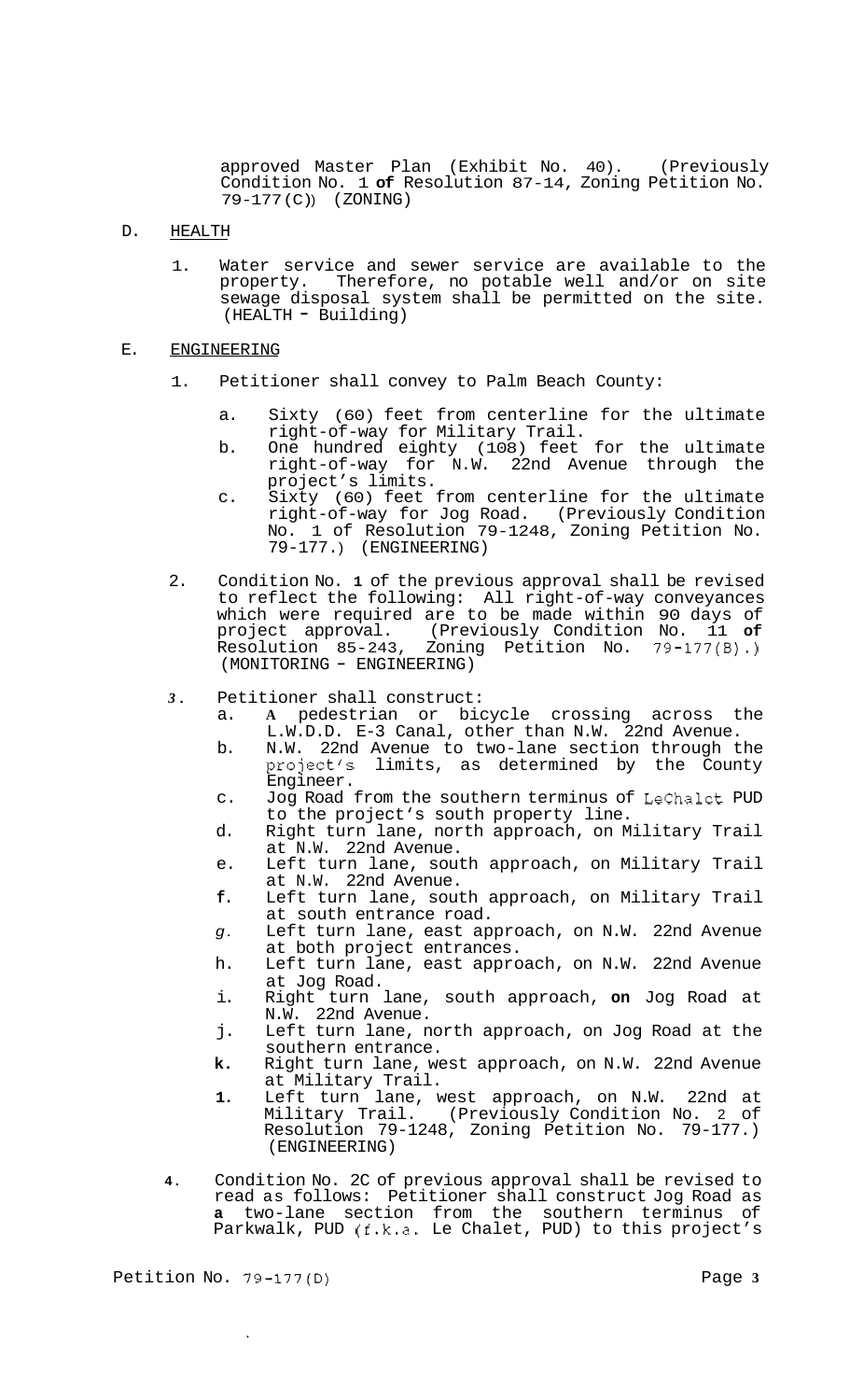approved Master Plan (Exhibit No. 40). (Previously Condition No. 1 **of** Resolution 87-14, Zoning Petition No. 79-177(C)) (ZONING)

D. HEALTH

1. Water service and sewer service are available to the property. Therefore, no potable well and/or on site sewage disposal system shall be permitted on the site. (HEALTH - Building)

E. ENGINEERING

1. Petitioner shall convey to Palm Beach County:

   a. Sixty (60) feet from centerline for the ultimate right-of-way for Military Trail.
   b. One hundred eighty (108) feet for the ultimate right-of-way for N.W. 22nd Avenue through the project's limits.
   c. Sixty (60) feet from centerline for the ultimate right-of-way for Jog Road. (Previously Condition No. 1 of Resolution 79-1248, Zoning Petition No. 79-177.) (ENGINEERING)

2. Condition No. **1** of the previous approval shall be revised to reflect the following: All right-of-way conveyances which were required are to be made within 90 days of project approval. (Previously Condition No. 11 **of** Resolution 85-243, Zoning Petition No. 79-177(B).) (MONITORING - ENGINEERING)

3. Petitioner shall construct:
   a. **A** pedestrian or bicycle crossing across the L.W.D.D. E-3 Canal, other than N.W. 22nd Avenue.
   b. N.W. 22nd Avenue to two-lane section through the project's limits, as determined by the County Engineer.
   c. Jog Road from the southern terminus of LeChalet PUD to the project's south property line.
   d. Right turn lane, north approach, on Military Trail at N.W. 22nd Avenue.
   e. Left turn lane, south approach, on Military Trail at N.W. 22nd Avenue.
   f. Left turn lane, south approach, on Military Trail at south entrance road.
   g. Left turn lane, east approach, on N.W. 22nd Avenue at both project entrances.
   h. Left turn lane, east approach, on N.W. 22nd Avenue at Jog Road.
   i. Right turn lane, south approach, **on** Jog Road at N.W. 22nd Avenue.
   j. Left turn lane, north approach, on Jog Road at the southern entrance.
   k. Right turn lane, west approach, on N.W. 22nd Avenue at Military Trail.
   l. Left turn lane, west approach, on N.W. 22nd at Military Trail. (Previously Condition No. 2 of Resolution 79-1248, Zoning Petition No. 79-177.) (ENGINEERING)

4. Condition No. 2C of previous approval shall be revised to read as follows: Petitioner shall construct Jog Road as **a** two-lane section from the southern terminus of Parkwalk, PUD (f.k.a. Le Chalet, PUD) to this project's

Petition No. 79-177(D)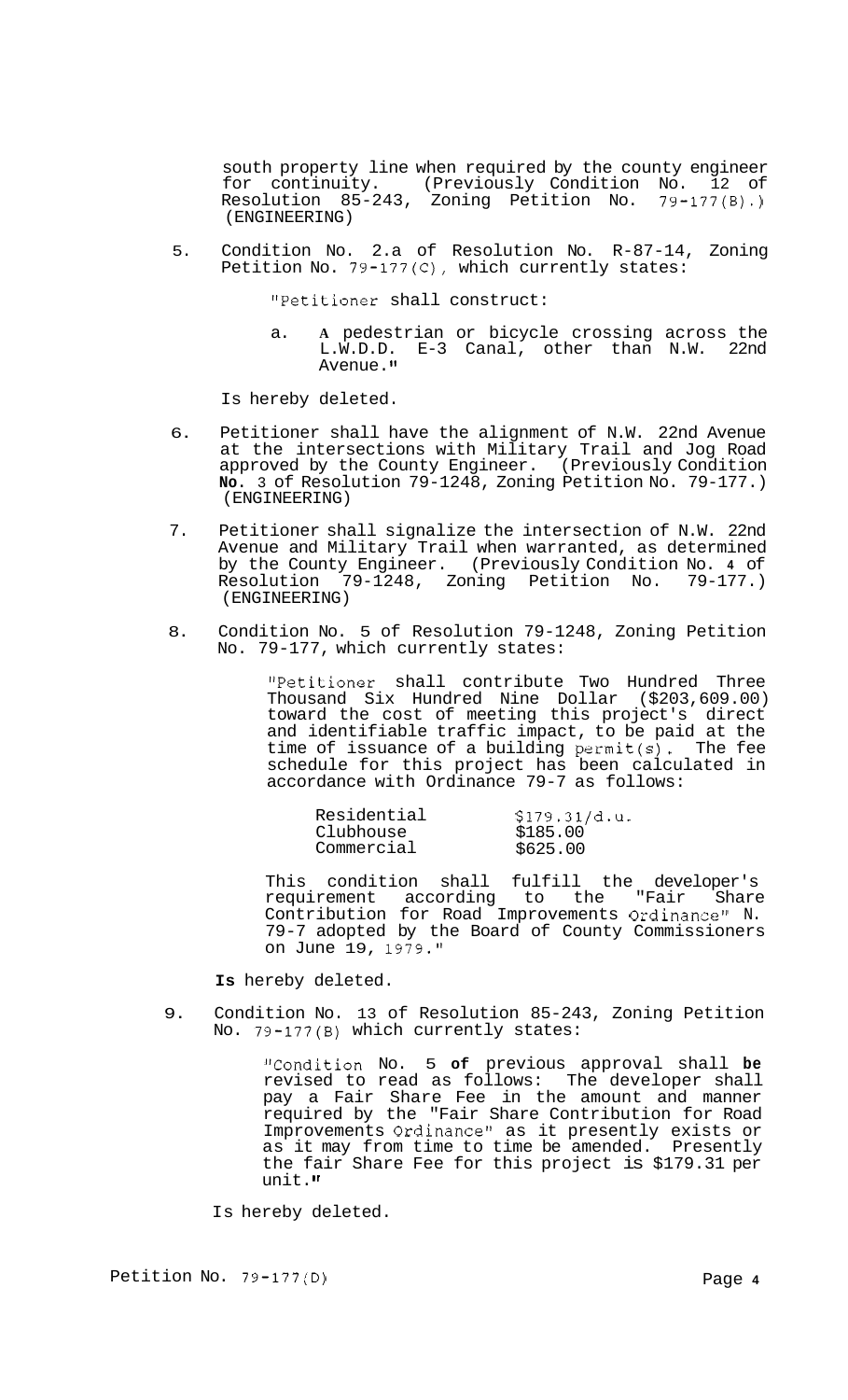south property line when required by the county engineer for continuity. (Previously Condition No. 12 of Resolution 85-243, Zoning Petition No. 79-177(B).) (ENGINEERING)

5. Condition No. 2.a of Resolution No. R-87-14, Zoning Petition No. 79-177(C), which currently states:

   "Petitioner shall construct:

   a. A pedestrian or bicycle crossing across the L.W.D.D. E-3 Canal, other than N.W. 22nd Avenue."

   Is hereby deleted.

6. Petitioner shall have the alignment of N.W. 22nd Avenue at the intersections with Military Trail and Jog Road approved by the County Engineer. (Previously Condition No. 3 of Resolution 79-1248, Zoning Petition No. 79-177.) (ENGINEERING)

7. Petitioner shall signalize the intersection of N.W. 22nd Avenue and Military Trail when warranted, as determined by the County Engineer. (Previously Condition No. 4 of Resolution 79-1248, Zoning Petition No. 79-177.) (ENGINEERING)

8. Condition No. 5 of Resolution 79-1248, Zoning Petition No. 79-177, which currently states:

   "Petitioner shall contribute Two Hundred Three Thousand Six Hundred Nine Dollar ($203,609.00) toward the cost of meeting this project's direct and identifiable traffic impact, to be paid at the time of issuance of a building permit(s). The fee schedule for this project has been calculated in accordance with Ordinance 79-7 as follows:

   | | |
   |---|---|
   | Residential | $179.31/d.u. |
   | Clubhouse | $185.00 |
   | Commercial | $625.00 |

   This condition shall fulfill the developer's requirement according to the "Fair Share Contribution for Road Improvements Ordinance" N. 79-7 adopted by the Board of County Commissioners on June 19, 1979."

   **Is** hereby deleted.

9. Condition No. 13 of Resolution 85-243, Zoning Petition No. 79-177(B) which currently states:

   "Condition No. 5 **of** previous approval shall **be** revised to read as follows: The developer shall pay a Fair Share Fee in the amount and manner required by the "Fair Share Contribution for Road Improvements Ordinance" as it presently exists or as it may from time to time be amended. Presently the fair Share Fee for this project is $179.31 per unit."

   Is hereby deleted.

Petition No. 79-177(D)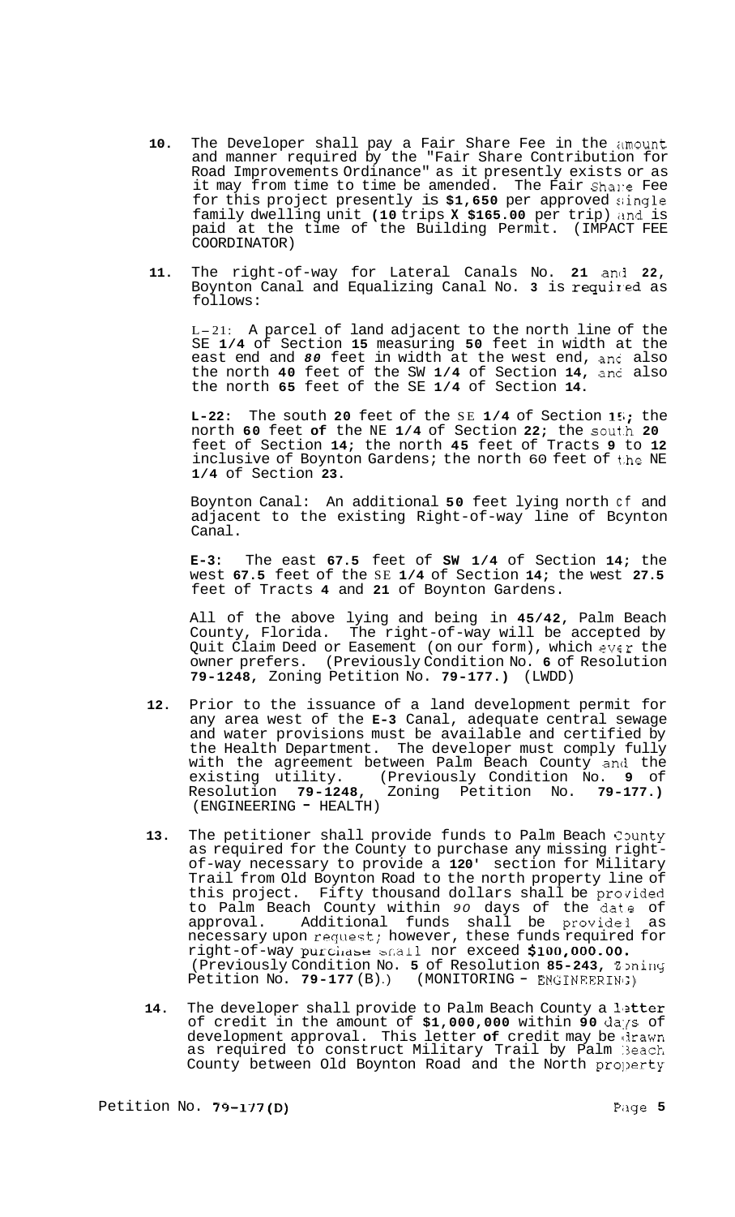10. The Developer shall pay a Fair Share Fee in the amount and manner required by the "Fair Share Contribution for Road Improvements Ordinance" as it presently exists or as it may from time to time be amended. The Fair Share Fee for this project presently is **$1,650** per approved single family dwelling unit (**10** trips X **$165.00** per trip) and is paid at the time of the Building Permit. (IMPACT FEE COORDINATOR)

11. The right-of-way for Lateral Canals No. **21** and **22**, Boynton Canal and Equalizing Canal No. **3** is required as follows:

    L-21: A parcel of land adjacent to the north line of the SE **1/4** of Section **15** measuring **50** feet in width at the east end and **80** feet in width at the west end, and also the north **40** feet of the SW **1/4** of Section **14**, and also the north **65** feet of the SE **1/4** of Section **14**.

    **L-22:** The south **20** feet of the SE **1/4** of Section **15**; the north **60** feet **of** the NE **1/4** of Section **22**; the south **20** feet of Section **14**; the north **45** feet of Tracts **9** to **12** inclusive of Boynton Gardens; the north 60 feet of the NE **1/4** of Section **23**.

    Boynton Canal: An additional **50** feet lying north of and adjacent to the existing Right-of-way line of Boynton Canal.

    **E-3:** The east **67.5** feet of **SW 1/4** of Section **14**; the west **67.5** feet of the SE **1/4** of Section **14**; the west **27.5** feet of Tracts **4** and **21** of Boynton Gardens.

    All of the above lying and being in **45/42**, Palm Beach County, Florida. The right-of-way will be accepted by Quit Claim Deed or Easement (on our form), which ever the owner prefers. (Previously Condition No. **6** of Resolution **79-1248**, Zoning Petition No. **79-177**.) (LWDD)

12. Prior to the issuance of a land development permit for any area west of the **E-3** Canal, adequate central sewage and water provisions must be available and certified by the Health Department. The developer must comply fully with the agreement between Palm Beach County and the existing utility. (Previously Condition No. **9** of Resolution **79-1248**, Zoning Petition No. **79-177**.) (ENGINEERING - HEALTH)

13. The petitioner shall provide funds to Palm Beach County as required for the County to purchase any missing right-of-way necessary to provide a **120'** section for Military Trail from Old Boynton Road to the north property line of this project. Fifty thousand dollars shall be provided to Palm Beach County within 90 days of the date of approval. Additional funds shall be provided as necessary upon request; however, these funds required for right-of-way purchase shall nor exceed **$100,000.00**. (Previously Condition No. **5** of Resolution **85-243**, Zoning Petition No. **79-177** (B).) (MONITORING - ENGINEERING)

14. The developer shall provide to Palm Beach County a letter of credit in the amount of **$1,000,000** within **90** days of development approval. This letter **of** credit may be drawn as required to construct Military Trail by Palm Beach County between Old Boynton Road and the North property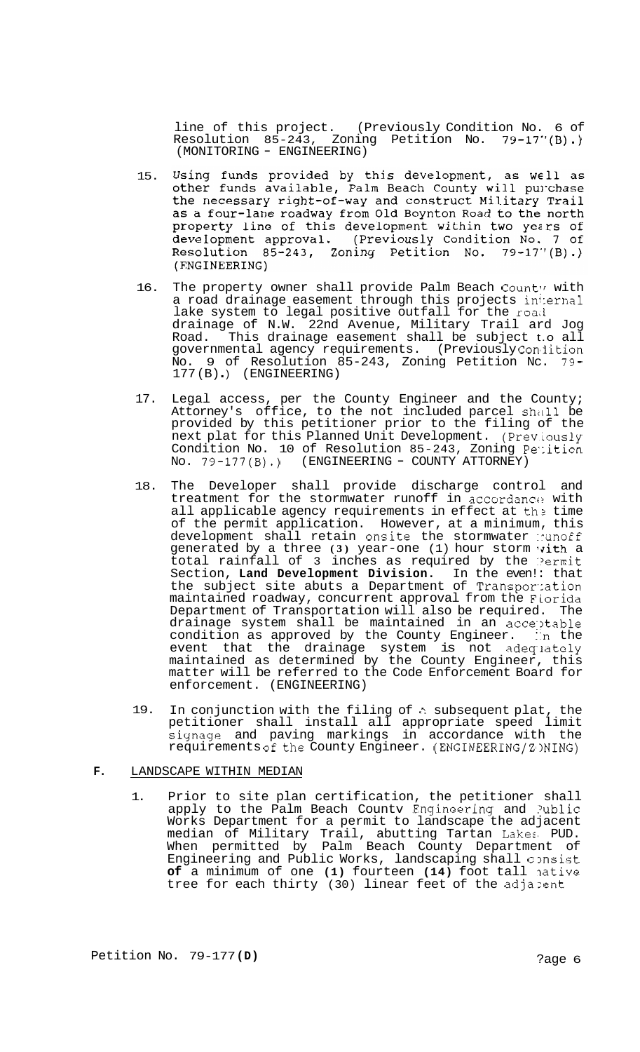line of this project. (Previously Condition No. 6 of Resolution 85-243, Zoning Petition No. 79-177(B).) (MONITORING - ENGINEERING)

15. Using funds provided by this development, as well as other funds available, Palm Beach County will purchase the necessary right-of-way and construct Military Trail as a four-lane roadway from Old Boynton Road to the north property line of this development within two years of development approval. (Previously Condition No. 7 of Resolution 85-243, Zoning Petition No. 79-177(B).) (ENGINEERING)

16. The property owner shall provide Palm Beach County with a road drainage easement through this projects internal lake system to legal positive outfall for the road drainage of N.W. 22nd Avenue, Military Trail and Jog Road. This drainage easement shall be subject to all governmental agency requirements. (Previously Condition No. 9 of Resolution 85-243, Zoning Petition No. 79-177(B).) (ENGINEERING)

17. Legal access, per the County Engineer and the County Attorney's office, to the not included parcel shall be provided by this petitioner prior to the filing of the next plat for this Planned Unit Development. (Previously Condition No. 10 of Resolution 85-243, Zoning Petition No. 79-177(B).) (ENGINEERING - COUNTY ATTORNEY)

18. The Developer shall provide discharge control and treatment for the stormwater runoff in accordance with all applicable agency requirements in effect at the time of the permit application. However, at a minimum, this development shall retain onsite the stormwater runoff generated by a three (3) year-one (1) hour storm with a total rainfall of 3 inches as required by the Permit Section, **Land Development Division**. In the event that the subject site abuts a Department of Transportation maintained roadway, concurrent approval from the Florida Department of Transportation will also be required. The drainage system shall be maintained in an acceptable condition as approved by the County Engineer. In the event that the drainage system is not adequately maintained as determined by the County Engineer, this matter will be referred to the Code Enforcement Board for enforcement. (ENGINEERING)

19. In conjunction with the filing of a subsequent plat, the petitioner shall install all appropriate speed limit signage and paving markings in accordance with the requirements of the County Engineer. (ENGINEERING/ZONING)

**F.** LANDSCAPE WITHIN MEDIAN

1. Prior to site plan certification, the petitioner shall apply to the Palm Beach County Engineering and Public Works Department for a permit to landscape the adjacent median of Military Trail, abutting Tartan Lakes PUD. When permitted by Palm Beach County Department of Engineering and Public Works, landscaping shall consist **of** a minimum of one **(1)** fourteen **(14)** foot tall native tree for each thirty (30) linear feet of the adjacent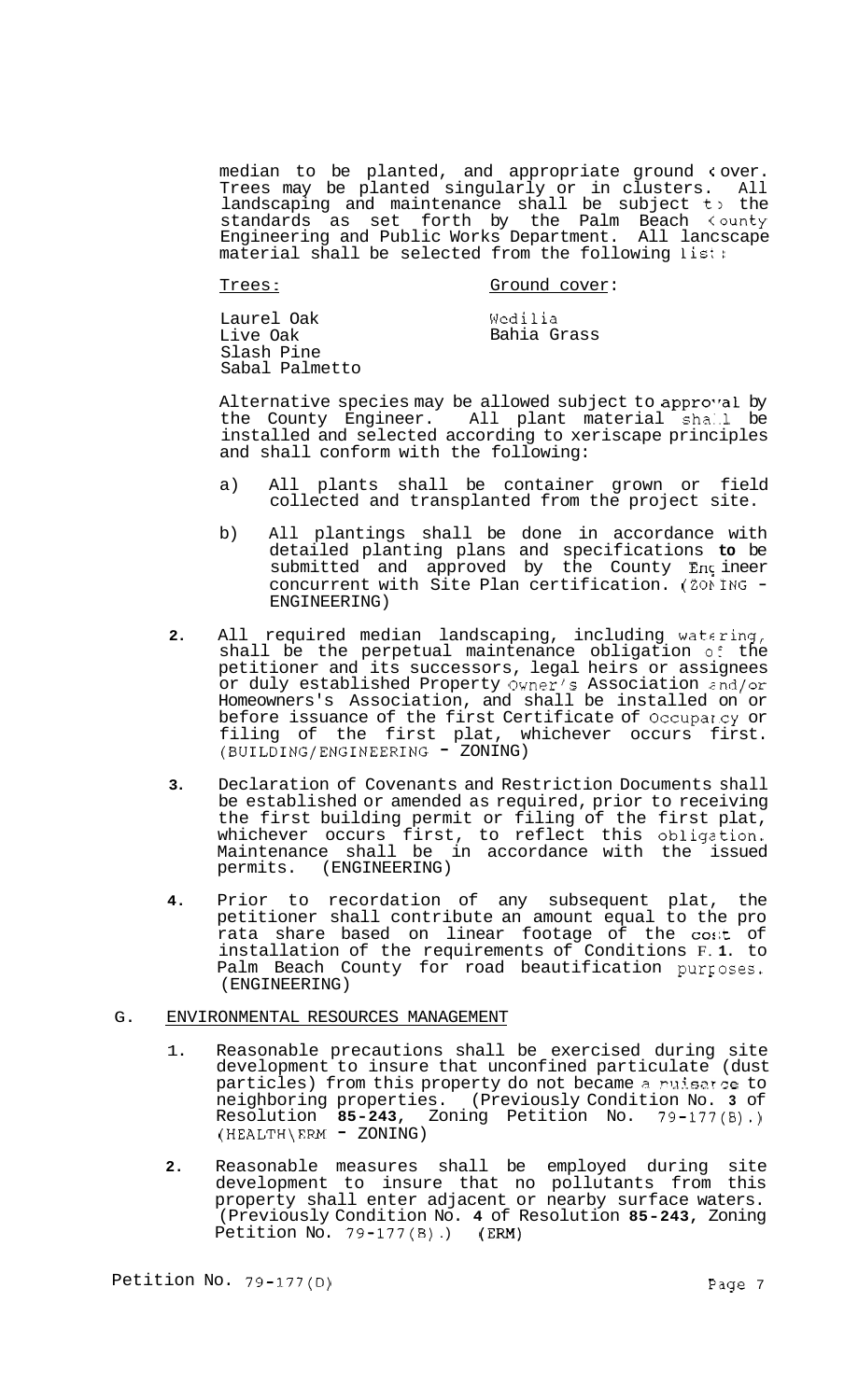median to be planted, and appropriate ground cover. Trees may be planted singularly or in clusters. All landscaping and maintenance shall be subject to the standards as set forth by the Palm Beach County Engineering and Public Works Department. All landscape material shall be selected from the following list:

| Trees: | Ground cover: |
|---|---|
| Laurel Oak | Wedilia |
| Live Oak | Bahia Grass |
| Slash Pine | |
| Sabal Palmetto | |

Alternative species may be allowed subject to approval by the County Engineer. All plant material shall be installed and selected according to xeriscape principles and shall conform with the following:

a) All plants shall be container grown or field collected and transplanted from the project site.

b) All plantings shall be done in accordance with detailed planting plans and specifications **to** be submitted and approved by the County Engineer concurrent with Site Plan certification. (ZONING - ENGINEERING)

**2.** All required median landscaping, including watering, shall be the perpetual maintenance obligation of the petitioner and its successors, legal heirs or assignees or duly established Property Owner's Association and/or Homeowners's Association, and shall be installed on or before issuance of the first Certificate of Occupancy or filing of the first plat, whichever occurs first. (BUILDING/ENGINEERING - ZONING)

**3.** Declaration of Covenants and Restriction Documents shall be established or amended as required, prior to receiving the first building permit or filing of the first plat, whichever occurs first, to reflect this obligation. Maintenance shall be in accordance with the issued permits. (ENGINEERING)

**4.** Prior to recordation of any subsequent plat, the petitioner shall contribute an amount equal to the pro rata share based on linear footage of the cost of installation of the requirements of Conditions F.**1.** to Palm Beach County for road beautification purposes. (ENGINEERING)

G. ENVIRONMENTAL RESOURCES MANAGEMENT

1. Reasonable precautions shall be exercised during site development to insure that unconfined particulate (dust particles) from this property do not became a nuisance to neighboring properties. (Previously Condition No. **3** of Resolution **85-243**, Zoning Petition No. 79-177(B).) (HEALTH\ERM - ZONING)

**2.** Reasonable measures shall be employed during site development to insure that no pollutants from this property shall enter adjacent or nearby surface waters. (Previously Condition No. **4** of Resolution **85-243**, Zoning Petition No. 79-177(B).) (ERM)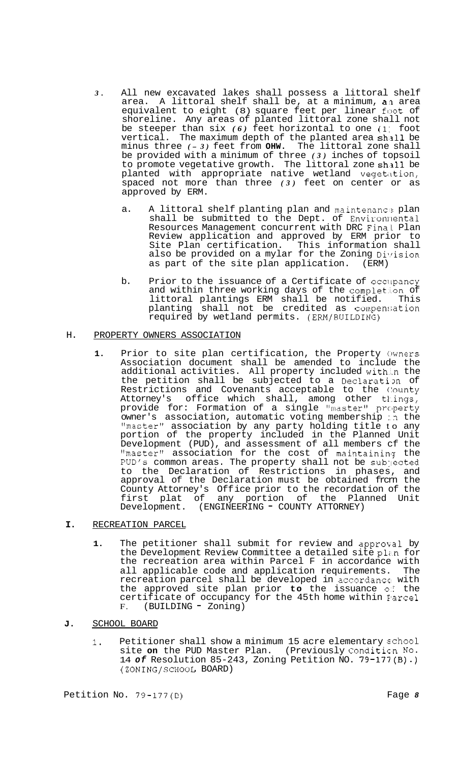3. All new excavated lakes shall possess a littoral shelf area. A littoral shelf shall be, at a minimum, an area equivalent to eight (8) square feet per linear foot of shoreline. Any areas of planted littoral zone shall not be steeper than six *(6)* feet horizontal to one (1) foot vertical. The maximum depth of the planted area shall be minus three *(-3)* feet from **OHW**. The littoral zone shall be provided with a minimum of three *(3)* inches of topsoil to promote vegetative growth. The littoral zone shall be planted with appropriate native wetland vegetation, spaced not more than three *(3)* feet on center or as approved by ERM.

   a. A littoral shelf planting plan and maintenance plan shall be submitted to the Dept. of Environmental Resources Management concurrent with DRC Final Plan Review application and approved by ERM prior to Site Plan certification. This information shall also be provided on a mylar for the Zoning Division as part of the site plan application. (ERM)

   b. Prior to the issuance of a Certificate of Occupancy and within three working days of the completion of littoral plantings ERM shall be notified. This planting shall not be credited as compensation required by wetland permits. (ERM/BUILDING)

## H. PROPERTY OWNERS ASSOCIATION

**1.** Prior to site plan certification, the Property Owners Association document shall be amended to include the additional activities. All property included within the the petition shall be subjected to a Declaration of Restrictions and Covenants acceptable to the County Attorney's office which shall, among other things, provide for: Formation of a single "master" property owner's association, automatic voting membership in the "master" association by any party holding title to any portion of the property included in the Planned Unit Development (PUD), and assessment of all members of the "master" association for the cost of maintaining the PUD's common areas. The property shall not be subjected to the Declaration of Restrictions in phases, and approval of the Declaration must be obtained from the County Attorney's Office prior to the recordation of the first plat of any portion of the Planned Unit Development. (ENGINEERING - COUNTY ATTORNEY)

## I. RECREATION PARCEL

**1.** The petitioner shall submit for review and approval by the Development Review Committee a detailed site plan for the recreation area within Parcel F in accordance with all applicable code and application requirements. The recreation parcel shall be developed in accordance with the approved site plan prior **to** the issuance of the certificate of occupancy for the 45th home within Parcel F. (BUILDING - Zoning)

## J. SCHOOL BOARD

1. Petitioner shall show a minimum 15 acre elementary school site **on** the PUD Master Plan. (Previously Condition No. 14 *of* Resolution 85-243, Zoning Petition NO. 79-177(B).) (ZONING/SCHOOL BOARD)

Petition No. 79-177(D)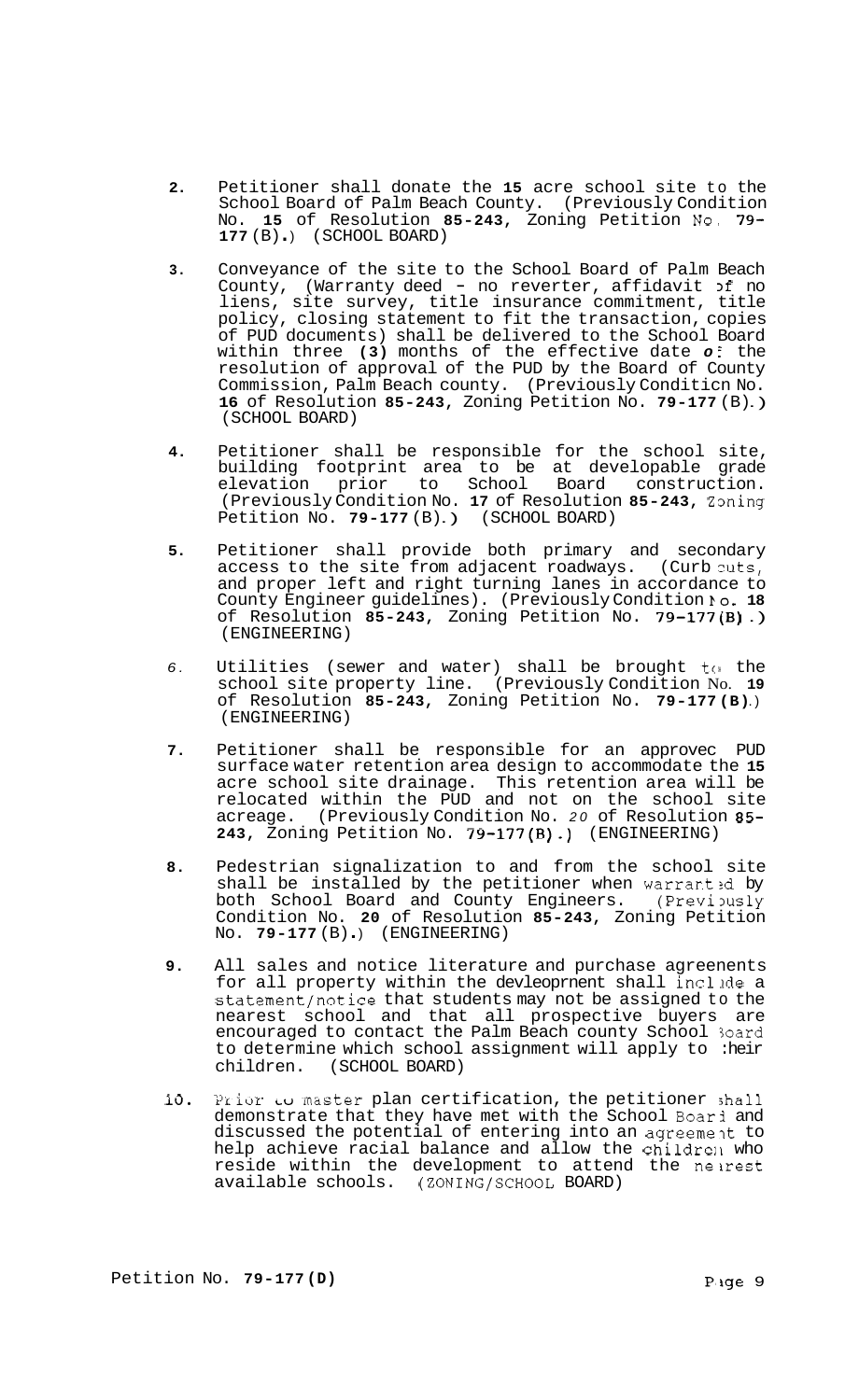2. Petitioner shall donate the 15 acre school site to the School Board of Palm Beach County. (Previously Condition No. 15 of Resolution 85-243, Zoning Petition No. 79-177 (B).) (SCHOOL BOARD)

3. Conveyance of the site to the School Board of Palm Beach County, (Warranty deed - no reverter, affidavit of no liens, site survey, title insurance commitment, title policy, closing statement to fit the transaction, copies of PUD documents) shall be delivered to the School Board within three (3) months of the effective date of the resolution of approval of the PUD by the Board of County Commission, Palm Beach county. (Previously Condition No. 16 of Resolution 85-243, Zoning Petition No. 79-177 (B).) (SCHOOL BOARD)

4. Petitioner shall be responsible for the school site, building footprint area to be at developable grade elevation prior to School Board construction. (Previously Condition No. 17 of Resolution 85-243, Zoning Petition No. 79-177 (B).) (SCHOOL BOARD)

5. Petitioner shall provide both primary and secondary access to the site from adjacent roadways. (Curb cuts, and proper left and right turning lanes in accordance to County Engineer guidelines). (Previously Condition No. 18 of Resolution 85-243, Zoning Petition No. 79-177(B).) (ENGINEERING)

6. Utilities (sewer and water) shall be brought to the school site property line. (Previously Condition No. 19 of Resolution 85-243, Zoning Petition No. 79-177 (B).) (ENGINEERING)

7. Petitioner shall be responsible for an approved PUD surface water retention area design to accommodate the 15 acre school site drainage. This retention area will be relocated within the PUD and not on the school site acreage. (Previously Condition No. 20 of Resolution 85-243, Zoning Petition No. 79-177(B).) (ENGINEERING)

8. Pedestrian signalization to and from the school site shall be installed by the petitioner when warranted by both School Board and County Engineers. (Previously Condition No. 20 of Resolution 85-243, Zoning Petition No. 79-177 (B).) (ENGINEERING)

9. All sales and notice literature and purchase agreenents for all property within the devleoprnent shall include a statement/notice that students may not be assigned to the nearest school and that all prospective buyers are encouraged to contact the Palm Beach county School Board to determine which school assignment will apply to their children. (SCHOOL BOARD)

10. Prior to master plan certification, the petitioner shall demonstrate that they have met with the School Board and discussed the potential of entering into an agreement to help achieve racial balance and allow the children who reside within the development to attend the nearest available schools. (ZONING/SCHOOL BOARD)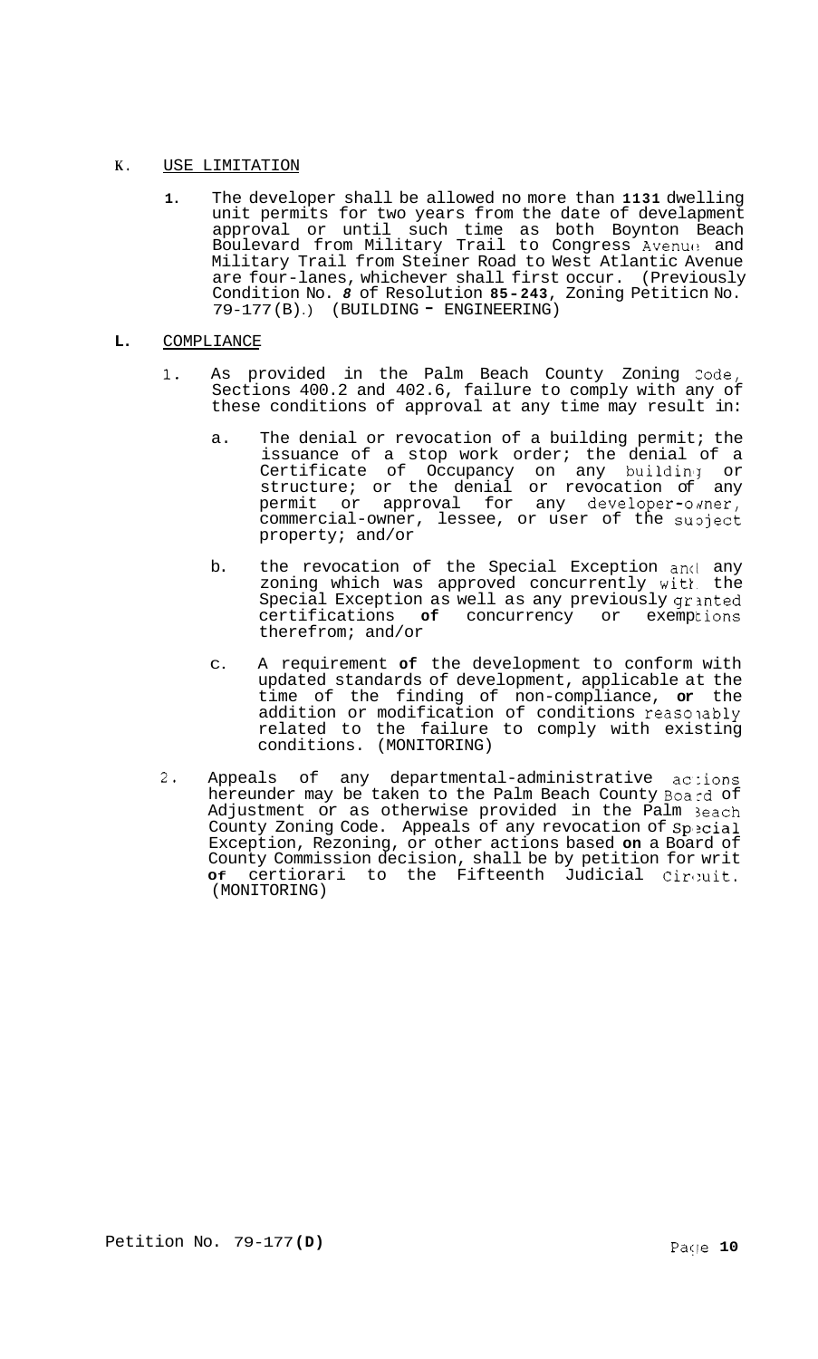K. USE LIMITATION

1. The developer shall be allowed no more than **1131** dwelling unit permits for two years from the date of develapment approval or until such time as both Boynton Beach Boulevard from Military Trail to Congress Avenue and Military Trail from Steiner Road to West Atlantic Avenue are four-lanes, whichever shall first occur. (Previously Condition No. *8* of Resolution **85-243**, Zoning Petiticn No. 79-177(B).) (BUILDING - ENGINEERING)

**L.** COMPLIANCE

1. As provided in the Palm Beach County Zoning Code, Sections 400.2 and 402.6, failure to comply with any of these conditions of approval at any time may result in:

   a. The denial or revocation of a building permit; the issuance of a stop work order; the denial of a Certificate of Occupancy on any building or structure; or the denial or revocation of any permit or approval for any developer-owner, commercial-owner, lessee, or user of the subject property; and/or

   b. the revocation of the Special Exception and any zoning which was approved concurrently with the Special Exception as well as any previously granted certifications **of** concurrency or exemptions therefrom; and/or

   c. A requirement **of** the development to conform with updated standards of development, applicable at the time of the finding of non-compliance, **or** the addition or modification of conditions reasonably related to the failure to comply with existing conditions. (MONITORING)

2. Appeals of any departmental-administrative actions hereunder may be taken to the Palm Beach County Board of Adjustment or as otherwise provided in the Palm Beach County Zoning Code. Appeals of any revocation of Special Exception, Rezoning, or other actions based **on** a Board of County Commission decision, shall be by petition for writ **of** certiorari to the Fifteenth Judicial Circuit. (MONITORING)

Petition No. 79-177**(D)**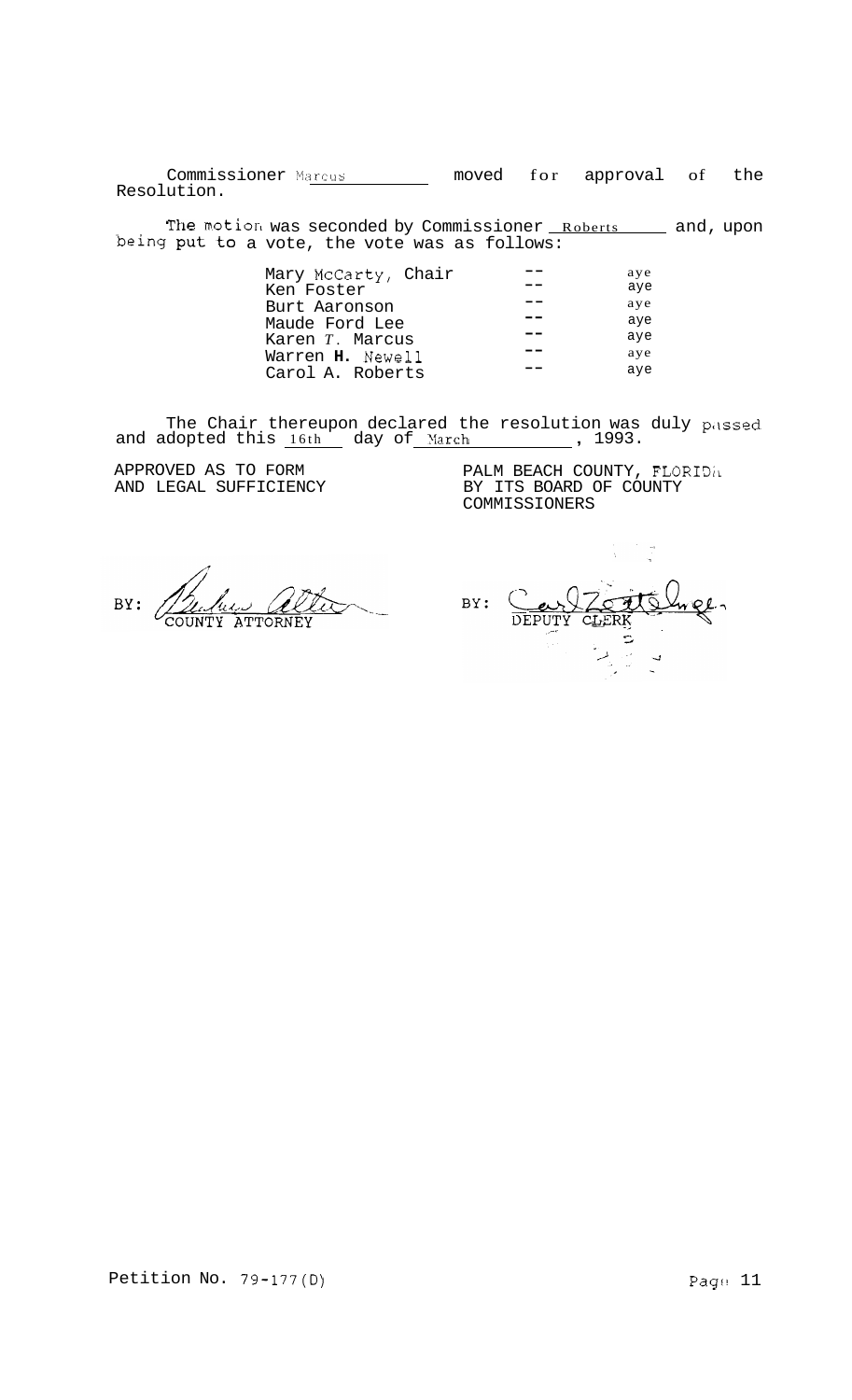Commissioner Marcus moved for approval of the Resolution.

The motion was seconded by Commissioner Roberts and, upon being put to a vote, the vote was as follows:

| | | |
|---|---|---|
| Mary McCarty, Chair | -- | aye |
| Ken Foster | -- | aye |
| Burt Aaronson | -- | aye |
| Maude Ford Lee | -- | aye |
| Karen T. Marcus | -- | aye |
| Warren H. Newell | -- | aye |
| Carol A. Roberts | -- | aye |

The Chair thereupon declared the resolution was duly passed and adopted this 16th day of March, 1993.

APPROVED AS TO FORM
AND LEGAL SUFFICIENCY

BY: COUNTY ATTORNEY

PALM BEACH COUNTY, FLORIDA
BY ITS BOARD OF COUNTY
COMMISSIONERS

BY: DEPUTY CLERK

Petition No. 79-177(D)